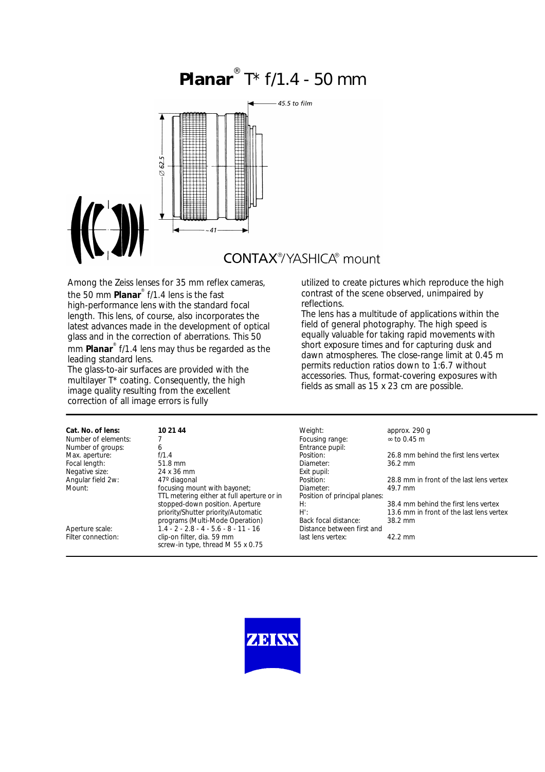# **Planar**® T* f/1.4 - 50 mm

45.5 to film

∅ 62.5

~41

CONTAX®/YASHICA® mount

Among the Zeiss lenses for 35 mm reflex cameras, the 50 mm **Planar**® f/1.4 lens is the fast high-performance lens with the standard focal length. This lens, of course, also incorporates the latest advances made in the development of optical glass and in the correction of aberrations. This 50 mm **Planar**® f/1.4 lens may thus be regarded as the leading standard lens.
The glass-to-air surfaces are provided with the multilayer T* coating. Consequently, the high image quality resulting from the excellent correction of all image errors is fully utilized to create pictures which reproduce the high contrast of the scene observed, unimpaired by reflections.
The lens has a multitude of applications within the field of general photography. The high speed is equally valuable for taking rapid movements with short exposure times and for capturing dusk and dawn atmospheres. The close-range limit at 0.45 m permits reduction ratios down to 1:6.7 without accessories. Thus, format-covering exposures with fields as small as 15 x 23 cm are possible.

| | | | |
|---|---|---|---|
| **Cat. No. of lens:** | **10 21 44** | Weight: | approx. 290 g |
| Number of elements: | 7 | Focusing range: | ∞ to 0.45 m |
| Number of groups: | 6 | Entrance pupil: | |
| Max. aperture: | f/1.4 | Position: | 26.8 mm behind the first lens vertex |
| Focal length: | 51.8 mm | Diameter: | 36.2 mm |
| Negative size: | 24 x 36 mm | Exit pupil: | |
| Angular field 2w: | 47º diagonal | Position: | 28.8 mm in front of the last lens vertex |
| Mount: | focusing mount with bayonet; TTL metering either at full aperture or in stopped-down position. Aperture priority/Shutter priority/Automatic programs (Multi-Mode Operation) | Diameter: | 49.7 mm |
| | | Position of principal planes: | |
| | | H: | 38.4 mm behind the first lens vertex |
| | | H': | 13.6 mm in front of the last lens vertex |
| | | Back focal distance: | 38.2 mm |
| Aperture scale: | 1.4 - 2 - 2.8 - 4 - 5.6 - 8 - 11 - 16 | Distance between first and last lens vertex: | 42.2 mm |
| Filter connection: | clip-on filter, dia. 59 mm screw-in type, thread M 55 x 0.75 | | |

ZEISS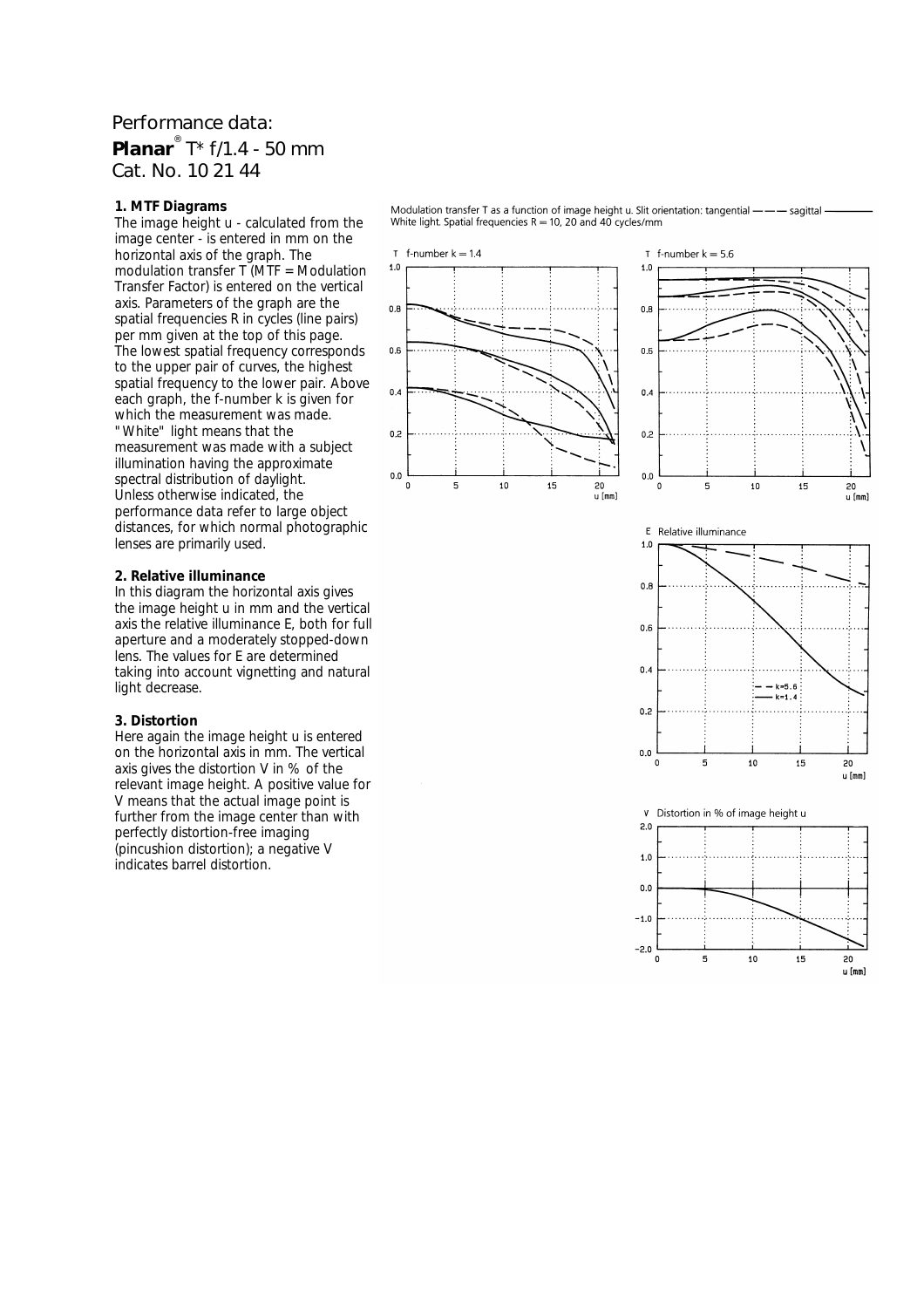Performance data:

**Planar**® T* f/1.4 - 50 mm

Cat. No. 10 21 44

**1. MTF Diagrams**

The image height u - calculated from the image center - is entered in mm on the horizontal axis of the graph. The modulation transfer T (MTF = Modulation Transfer Factor) is entered on the vertical axis. Parameters of the graph are the spatial frequencies R in cycles (line pairs) per mm given at the top of this page. The lowest spatial frequency corresponds to the upper pair of curves, the highest spatial frequency to the lower pair. Above each graph, the f-number k is given for which the measurement was made. "White" light means that the measurement was made with a subject illumination having the approximate spectral distribution of daylight.

Unless otherwise indicated, the performance data refer to large object distances, for which normal photographic lenses are primarily used.

**2. Relative illuminance**

In this diagram the horizontal axis gives the image height u in mm and the vertical axis the relative illuminance E, both for full aperture and a moderately stopped-down lens. The values for E are determined taking into account vignetting and natural light decrease.

**3. Distortion**

Here again the image height u is entered on the horizontal axis in mm. The vertical axis gives the distortion V in % of the relevant image height. A positive value for V means that the actual image point is further from the image center than with perfectly distortion-free imaging (pincushion distortion); a negative V indicates barrel distortion.

Modulation transfer T as a function of image height u. Slit orientation: tangential — — — sagittal ———
White light. Spatial frequencies R = 10, 20 and 40 cycles/mm

T f-number k = 1.4

T f-number k = 5.6

E Relative illuminance

V Distortion in % of image height u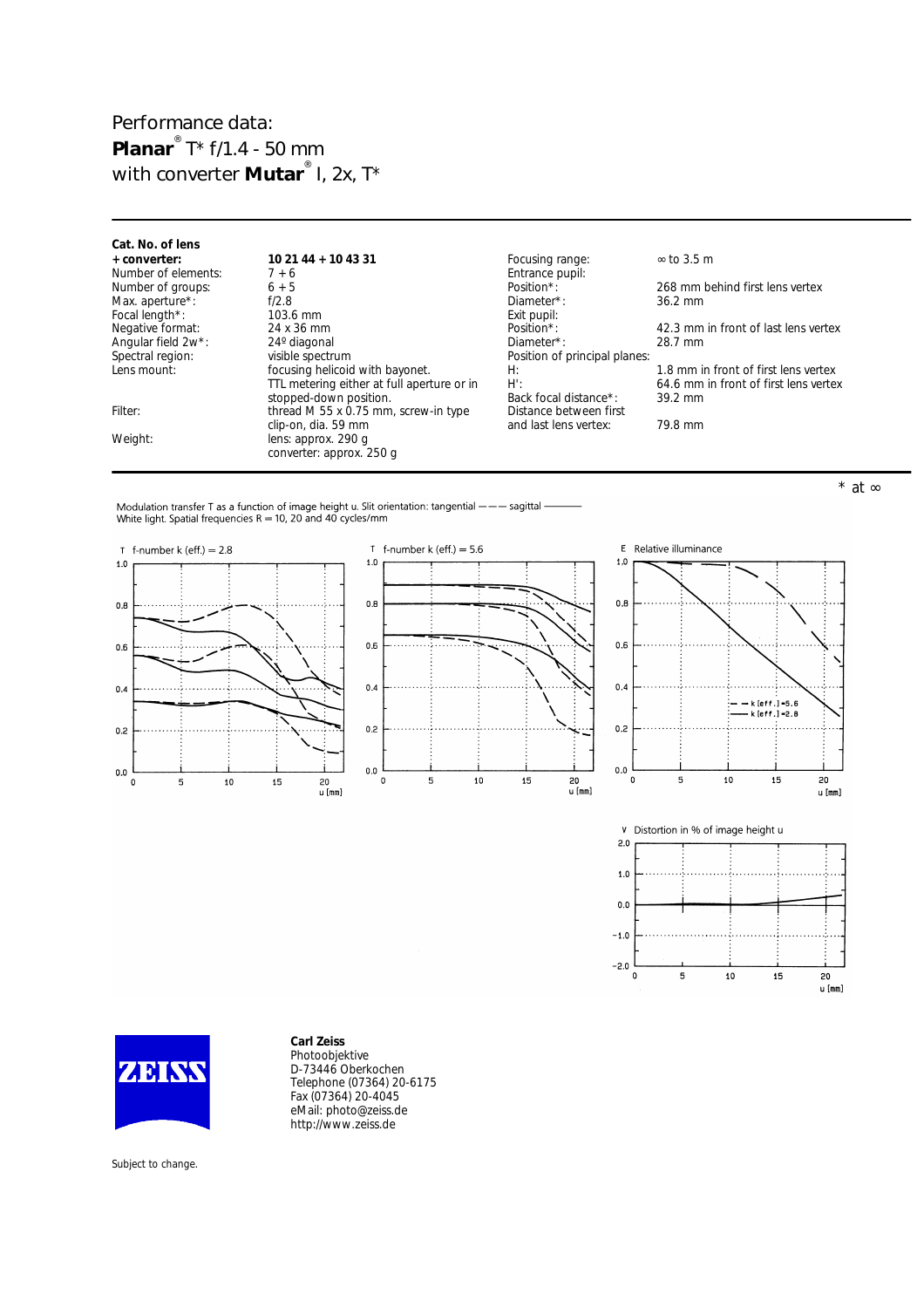# Performance data:

## **Planar**® T* f/1.4 - 50 mm
## with converter **Mutar**® I, 2x, T*

| | | | |
|---|---|---|---|
| **Cat. No. of lens + converter:** | **10 21 44 + 10 43 31** | Focusing range: | ∞ to 3.5 m |
| Number of elements: | 7 + 6 | Entrance pupil: | |
| Number of groups: | 6 + 5 | Position*: | 268 mm behind first lens vertex |
| Max. aperture*: | f/2.8 | Diameter*: | 36.2 mm |
| Focal length*: | 103.6 mm | Exit pupil: | |
| Negative format: | 24 x 36 mm | Position*: | 42.3 mm in front of last lens vertex |
| Angular field 2w*: | 24º diagonal | Diameter*: | 28.7 mm |
| Spectral region: | visible spectrum | Position of principal planes: | |
| Lens mount: | focusing helicoid with bayonet. TTL metering either at full aperture or in stopped-down position. | H: | 1.8 mm in front of first lens vertex |
| | | H': | 64.6 mm in front of first lens vertex |
| | | Back focal distance*: | 39.2 mm |
| Filter: | thread M 55 x 0.75 mm, screw-in type clip-on, dia. 59 mm | Distance between first and last lens vertex: | 79.8 mm |
| Weight: | lens: approx. 290 g converter: approx. 250 g | | |

\* at ∞

Modulation transfer T as a function of image height u. Slit orientation: tangential – – – sagittal ———
White light. Spatial frequencies R = 10, 20 and 40 cycles/mm

T f-number k (eff.) = 2.8
1.0
0.8
0.6
0.4
0.2
0.0
0 5 10 15 20
u [mm]

T f-number k (eff.) = 5.6
1.0
0.8
0.6
0.4
0.2
0.0
0 5 10 15 20
u [mm]

E Relative illuminance
1.0
0.8
0.6
0.4
0.2
0.0
0 5 10 15 20
u [mm]
– – k (eff.) = 5.6
—— k (eff.) = 2.8

V Distortion in % of image height u
2.0
1.0
0.0
−1.0
−2.0
0 5 10 15 20
u [mm]

**Carl Zeiss**
Photoobjektive
D-73446 Oberkochen
Telephone (07364) 20-6175
Fax (07364) 20-4045
eMail: photo@zeiss.de
http://www.zeiss.de

Subject to change.